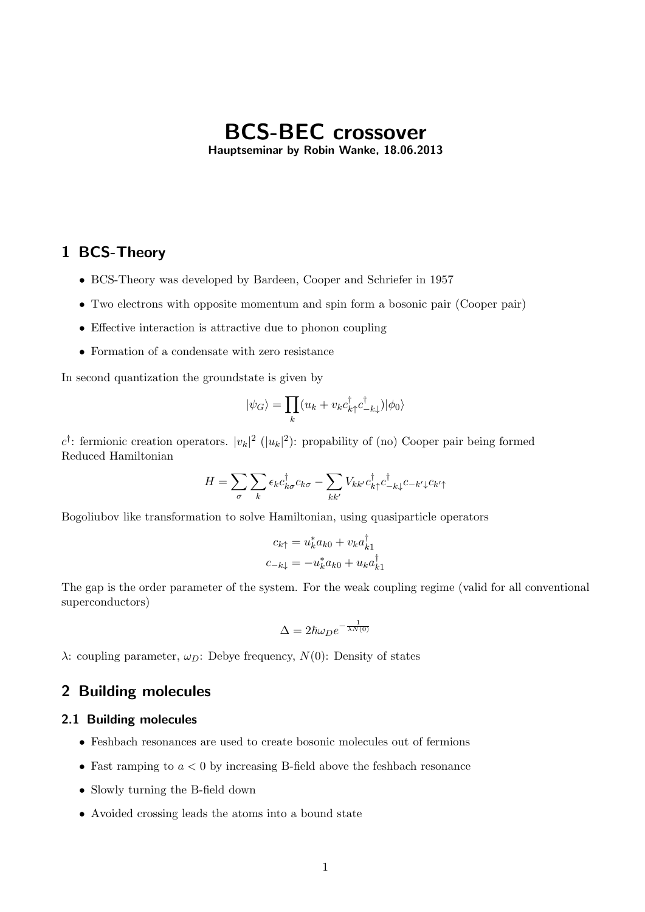# BCS-BEC crossover

**Hauptseminar by Robin Wanke, 18.06.2013**

## 1 BCS-Theory

- BCS-Theory was developed by Bardeen, Cooper and Schriefer in 1957
- Two electrons with opposite momentum and spin form a bosonic pair (Cooper pair)
- Effective interaction is attractive due to phonon coupling
- Formation of a condensate with zero resistance

In second quantization the groundstate is given by

$$|\psi_G\rangle = \prod_k (u_k + v_k c^\dagger_{k\uparrow} c^\dagger_{-k\downarrow})|\phi_0\rangle$$

$c^\dagger$: fermionic creation operators. $|v_k|^2$ ($|u_k|^2$): propability of (no) Cooper pair being formed
Reduced Hamiltonian

$$H = \sum_\sigma \sum_k \epsilon_k c^\dagger_{k\sigma} c_{k\sigma} - \sum_{kk'} V_{kk'} c^\dagger_{k\uparrow} c^\dagger_{-k\downarrow} c_{-k'\downarrow} c_{k'\uparrow}$$

Bogoliubov like transformation to solve Hamiltonian, using quasiparticle operators

$$c_{k\uparrow} = u^*_k a_{k0} + v_k a^\dagger_{k1}$$
$$c_{-k\downarrow} = -u^*_k a_{k0} + u_k a^\dagger_{k1}$$

The gap is the order parameter of the system. For the weak coupling regime (valid for all conventional superconductors)

$$\Delta = 2\hbar\omega_D e^{-\frac{1}{\lambda N(0)}}$$

$\lambda$: coupling parameter, $\omega_D$: Debye frequency, $N(0)$: Density of states

## 2 Building molecules

### 2.1 Building molecules

- Feshbach resonances are used to create bosonic molecules out of fermions
- Fast ramping to $a < 0$ by increasing B-field above the feshbach resonance
- Slowly turning the B-field down
- Avoided crossing leads the atoms into a bound state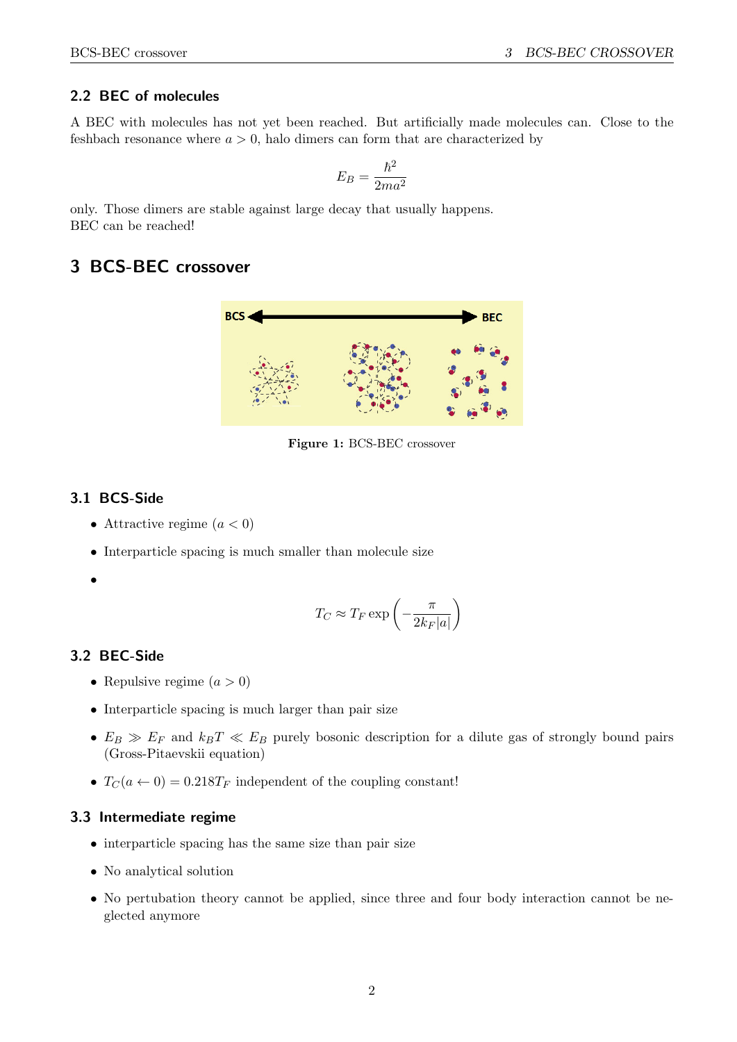## 2.2 BEC of molecules

A BEC with molecules has not yet been reached. But artificially made molecules can. Close to the feshbach resonance where $a > 0$, halo dimers can form that are characterized by

$$E_B = \frac{\hbar^2}{2ma^2}$$

only. Those dimers are stable against large decay that usually happens.
BEC can be reached!

# 3 BCS-BEC crossover

BCS

BEC

**Figure 1:** BCS-BEC crossover

## 3.1 BCS-Side

- Attractive regime ($a < 0$)
- Interparticle spacing is much smaller than molecule size
- $$T_C \approx T_F \exp\left(-\frac{\pi}{2k_F|a|}\right)$$

## 3.2 BEC-Side

- Repulsive regime ($a > 0$)
- Interparticle spacing is much larger than pair size
- $E_B \gg E_F$ and $k_B T \ll E_B$ purely bosonic description for a dilute gas of strongly bound pairs (Gross-Pitaevskii equation)
- $T_C(a \leftarrow 0) = 0.218 T_F$ independent of the coupling constant!

## 3.3 Intermediate regime

- interparticle spacing has the same size than pair size
- No analytical solution
- No pertubation theory cannot be applied, since three and four body interaction cannot be neglected anymore